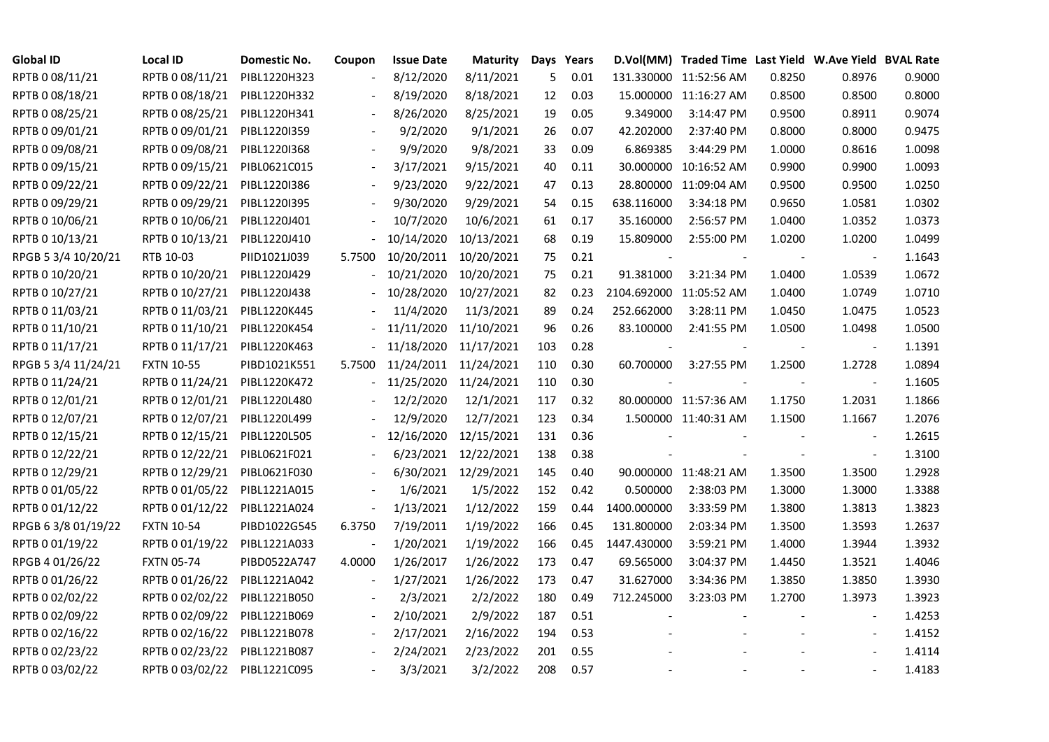| Global ID | Local ID | Domestic No. | Coupon | Issue Date | Maturity | Days | Years | D.Vol(MM) | Traded Time | Last Yield | W.Ave Yield | BVAL Rate |
|---|---|---|---|---|---|---|---|---|---|---|---|---|
| RPTB 0 08/11/21 | RPTB 0 08/11/21 | PIBL1220H323 | - | 8/12/2020 | 8/11/2021 | 5 | 0.01 | 131.330000 | 11:52:56 AM | 0.8250 | 0.8976 | 0.9000 |
| RPTB 0 08/18/21 | RPTB 0 08/18/21 | PIBL1220H332 | - | 8/19/2020 | 8/18/2021 | 12 | 0.03 | 15.000000 | 11:16:27 AM | 0.8500 | 0.8500 | 0.8000 |
| RPTB 0 08/25/21 | RPTB 0 08/25/21 | PIBL1220H341 | - | 8/26/2020 | 8/25/2021 | 19 | 0.05 | 9.349000 | 3:14:47 PM | 0.9500 | 0.8911 | 0.9074 |
| RPTB 0 09/01/21 | RPTB 0 09/01/21 | PIBL1220I359 | - | 9/2/2020 | 9/1/2021 | 26 | 0.07 | 42.202000 | 2:37:40 PM | 0.8000 | 0.8000 | 0.9475 |
| RPTB 0 09/08/21 | RPTB 0 09/08/21 | PIBL1220I368 | - | 9/9/2020 | 9/8/2021 | 33 | 0.09 | 6.869385 | 3:44:29 PM | 1.0000 | 0.8616 | 1.0098 |
| RPTB 0 09/15/21 | RPTB 0 09/15/21 | PIBL0621C015 | - | 3/17/2021 | 9/15/2021 | 40 | 0.11 | 30.000000 | 10:16:52 AM | 0.9900 | 0.9900 | 1.0093 |
| RPTB 0 09/22/21 | RPTB 0 09/22/21 | PIBL1220I386 | - | 9/23/2020 | 9/22/2021 | 47 | 0.13 | 28.800000 | 11:09:04 AM | 0.9500 | 0.9500 | 1.0250 |
| RPTB 0 09/29/21 | RPTB 0 09/29/21 | PIBL1220I395 | - | 9/30/2020 | 9/29/2021 | 54 | 0.15 | 638.116000 | 3:34:18 PM | 0.9650 | 1.0581 | 1.0302 |
| RPTB 0 10/06/21 | RPTB 0 10/06/21 | PIBL1220J401 | - | 10/7/2020 | 10/6/2021 | 61 | 0.17 | 35.160000 | 2:56:57 PM | 1.0400 | 1.0352 | 1.0373 |
| RPTB 0 10/13/21 | RPTB 0 10/13/21 | PIBL1220J410 | - | 10/14/2020 | 10/13/2021 | 68 | 0.19 | 15.809000 | 2:55:00 PM | 1.0200 | 1.0200 | 1.0499 |
| RPGB 5 3/4 10/20/21 | RTB 10-03 | PIID1021J039 | 5.7500 | 10/20/2011 | 10/20/2021 | 75 | 0.21 | - | - | - | - | 1.1643 |
| RPTB 0 10/20/21 | RPTB 0 10/20/21 | PIBL1220J429 | - | 10/21/2020 | 10/20/2021 | 75 | 0.21 | 91.381000 | 3:21:34 PM | 1.0400 | 1.0539 | 1.0672 |
| RPTB 0 10/27/21 | RPTB 0 10/27/21 | PIBL1220J438 | - | 10/28/2020 | 10/27/2021 | 82 | 0.23 | 2104.692000 | 11:05:52 AM | 1.0400 | 1.0749 | 1.0710 |
| RPTB 0 11/03/21 | RPTB 0 11/03/21 | PIBL1220K445 | - | 11/4/2020 | 11/3/2021 | 89 | 0.24 | 252.662000 | 3:28:11 PM | 1.0450 | 1.0475 | 1.0523 |
| RPTB 0 11/10/21 | RPTB 0 11/10/21 | PIBL1220K454 | - | 11/11/2020 | 11/10/2021 | 96 | 0.26 | 83.100000 | 2:41:55 PM | 1.0500 | 1.0498 | 1.0500 |
| RPTB 0 11/17/21 | RPTB 0 11/17/21 | PIBL1220K463 | - | 11/18/2020 | 11/17/2021 | 103 | 0.28 | - | - | - | - | 1.1391 |
| RPGB 5 3/4 11/24/21 | FXTN 10-55 | PIBD1021K551 | 5.7500 | 11/24/2011 | 11/24/2021 | 110 | 0.30 | 60.700000 | 3:27:55 PM | 1.2500 | 1.2728 | 1.0894 |
| RPTB 0 11/24/21 | RPTB 0 11/24/21 | PIBL1220K472 | - | 11/25/2020 | 11/24/2021 | 110 | 0.30 | - | - | - | - | 1.1605 |
| RPTB 0 12/01/21 | RPTB 0 12/01/21 | PIBL1220L480 | - | 12/2/2020 | 12/1/2021 | 117 | 0.32 | 80.000000 | 11:57:36 AM | 1.1750 | 1.2031 | 1.1866 |
| RPTB 0 12/07/21 | RPTB 0 12/07/21 | PIBL1220L499 | - | 12/9/2020 | 12/7/2021 | 123 | 0.34 | 1.500000 | 11:40:31 AM | 1.1500 | 1.1667 | 1.2076 |
| RPTB 0 12/15/21 | RPTB 0 12/15/21 | PIBL1220L505 | - | 12/16/2020 | 12/15/2021 | 131 | 0.36 | - | - | - | - | 1.2615 |
| RPTB 0 12/22/21 | RPTB 0 12/22/21 | PIBL0621F021 | - | 6/23/2021 | 12/22/2021 | 138 | 0.38 | - | - | - | - | 1.3100 |
| RPTB 0 12/29/21 | RPTB 0 12/29/21 | PIBL0621F030 | - | 6/30/2021 | 12/29/2021 | 145 | 0.40 | 90.000000 | 11:48:21 AM | 1.3500 | 1.3500 | 1.2928 |
| RPTB 0 01/05/22 | RPTB 0 01/05/22 | PIBL1221A015 | - | 1/6/2021 | 1/5/2022 | 152 | 0.42 | 0.500000 | 2:38:03 PM | 1.3000 | 1.3000 | 1.3388 |
| RPTB 0 01/12/22 | RPTB 0 01/12/22 | PIBL1221A024 | - | 1/13/2021 | 1/12/2022 | 159 | 0.44 | 1400.000000 | 3:33:59 PM | 1.3800 | 1.3813 | 1.3823 |
| RPGB 6 3/8 01/19/22 | FXTN 10-54 | PIBD1022G545 | 6.3750 | 7/19/2011 | 1/19/2022 | 166 | 0.45 | 131.800000 | 2:03:34 PM | 1.3500 | 1.3593 | 1.2637 |
| RPTB 0 01/19/22 | RPTB 0 01/19/22 | PIBL1221A033 | - | 1/20/2021 | 1/19/2022 | 166 | 0.45 | 1447.430000 | 3:59:21 PM | 1.4000 | 1.3944 | 1.3932 |
| RPGB 4 01/26/22 | FXTN 05-74 | PIBD0522A747 | 4.0000 | 1/26/2017 | 1/26/2022 | 173 | 0.47 | 69.565000 | 3:04:37 PM | 1.4450 | 1.3521 | 1.4046 |
| RPTB 0 01/26/22 | RPTB 0 01/26/22 | PIBL1221A042 | - | 1/27/2021 | 1/26/2022 | 173 | 0.47 | 31.627000 | 3:34:36 PM | 1.3850 | 1.3850 | 1.3930 |
| RPTB 0 02/02/22 | RPTB 0 02/02/22 | PIBL1221B050 | - | 2/3/2021 | 2/2/2022 | 180 | 0.49 | 712.245000 | 3:23:03 PM | 1.2700 | 1.3973 | 1.3923 |
| RPTB 0 02/09/22 | RPTB 0 02/09/22 | PIBL1221B069 | - | 2/10/2021 | 2/9/2022 | 187 | 0.51 | - | - | - | - | 1.4253 |
| RPTB 0 02/16/22 | RPTB 0 02/16/22 | PIBL1221B078 | - | 2/17/2021 | 2/16/2022 | 194 | 0.53 | - | - | - | - | 1.4152 |
| RPTB 0 02/23/22 | RPTB 0 02/23/22 | PIBL1221B087 | - | 2/24/2021 | 2/23/2022 | 201 | 0.55 | - | - | - | - | 1.4114 |
| RPTB 0 03/02/22 | RPTB 0 03/02/22 | PIBL1221C095 | - | 3/3/2021 | 3/2/2022 | 208 | 0.57 | - | - | - | - | 1.4183 |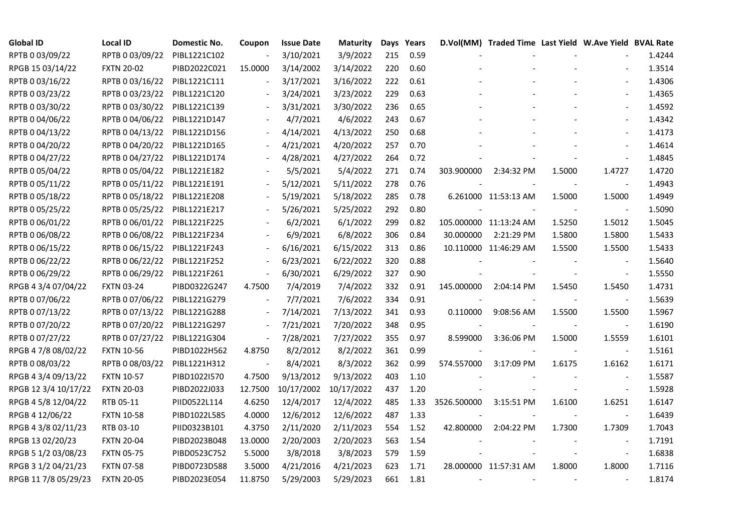| Global ID | Local ID | Domestic No. | Coupon | Issue Date | Maturity | Days | Years | D.Vol(MM) | Traded Time | Last Yield | W.Ave Yield | BVAL Rate |
|---|---|---|---|---|---|---|---|---|---|---|---|---|
| RPTB 0 03/09/22 | RPTB 0 03/09/22 | PIBL1221C102 | - | 3/10/2021 | 3/9/2022 | 215 | 0.59 | - | - | - | - | 1.4244 |
| RPGB 15 03/14/22 | FXTN 20-02 | PIBD2022C021 | 15.0000 | 3/14/2002 | 3/14/2022 | 220 | 0.60 | - | - | - | - | 1.3514 |
| RPTB 0 03/16/22 | RPTB 0 03/16/22 | PIBL1221C111 | - | 3/17/2021 | 3/16/2022 | 222 | 0.61 | - | - | - | - | 1.4306 |
| RPTB 0 03/23/22 | RPTB 0 03/23/22 | PIBL1221C120 | - | 3/24/2021 | 3/23/2022 | 229 | 0.63 | - | - | - | - | 1.4365 |
| RPTB 0 03/30/22 | RPTB 0 03/30/22 | PIBL1221C139 | - | 3/31/2021 | 3/30/2022 | 236 | 0.65 | - | - | - | - | 1.4592 |
| RPTB 0 04/06/22 | RPTB 0 04/06/22 | PIBL1221D147 | - | 4/7/2021 | 4/6/2022 | 243 | 0.67 | - | - | - | - | 1.4342 |
| RPTB 0 04/13/22 | RPTB 0 04/13/22 | PIBL1221D156 | - | 4/14/2021 | 4/13/2022 | 250 | 0.68 | - | - | - | - | 1.4173 |
| RPTB 0 04/20/22 | RPTB 0 04/20/22 | PIBL1221D165 | - | 4/21/2021 | 4/20/2022 | 257 | 0.70 | - | - | - | - | 1.4614 |
| RPTB 0 04/27/22 | RPTB 0 04/27/22 | PIBL1221D174 | - | 4/28/2021 | 4/27/2022 | 264 | 0.72 | - | - | - | - | 1.4845 |
| RPTB 0 05/04/22 | RPTB 0 05/04/22 | PIBL1221E182 | - | 5/5/2021 | 5/4/2022 | 271 | 0.74 | 303.900000 | 2:34:32 PM | 1.5000 | 1.4727 | 1.4720 |
| RPTB 0 05/11/22 | RPTB 0 05/11/22 | PIBL1221E191 | - | 5/12/2021 | 5/11/2022 | 278 | 0.76 | - | - | - | - | 1.4943 |
| RPTB 0 05/18/22 | RPTB 0 05/18/22 | PIBL1221E208 | - | 5/19/2021 | 5/18/2022 | 285 | 0.78 | 6.261000 | 11:53:13 AM | 1.5000 | 1.5000 | 1.4949 |
| RPTB 0 05/25/22 | RPTB 0 05/25/22 | PIBL1221E217 | - | 5/26/2021 | 5/25/2022 | 292 | 0.80 | - | - | - | - | 1.5090 |
| RPTB 0 06/01/22 | RPTB 0 06/01/22 | PIBL1221F225 | - | 6/2/2021 | 6/1/2022 | 299 | 0.82 | 105.000000 | 11:13:24 AM | 1.5250 | 1.5012 | 1.5045 |
| RPTB 0 06/08/22 | RPTB 0 06/08/22 | PIBL1221F234 | - | 6/9/2021 | 6/8/2022 | 306 | 0.84 | 30.000000 | 2:21:29 PM | 1.5800 | 1.5800 | 1.5433 |
| RPTB 0 06/15/22 | RPTB 0 06/15/22 | PIBL1221F243 | - | 6/16/2021 | 6/15/2022 | 313 | 0.86 | 10.110000 | 11:46:29 AM | 1.5500 | 1.5500 | 1.5433 |
| RPTB 0 06/22/22 | RPTB 0 06/22/22 | PIBL1221F252 | - | 6/23/2021 | 6/22/2022 | 320 | 0.88 | - | - | - | - | 1.5640 |
| RPTB 0 06/29/22 | RPTB 0 06/29/22 | PIBL1221F261 | - | 6/30/2021 | 6/29/2022 | 327 | 0.90 | - | - | - | - | 1.5550 |
| RPGB 4 3/4 07/04/22 | FXTN 03-24 | PIBD0322G247 | 4.7500 | 7/4/2019 | 7/4/2022 | 332 | 0.91 | 145.000000 | 2:04:14 PM | 1.5450 | 1.5450 | 1.4731 |
| RPTB 0 07/06/22 | RPTB 0 07/06/22 | PIBL1221G279 | - | 7/7/2021 | 7/6/2022 | 334 | 0.91 | - | - | - | - | 1.5639 |
| RPTB 0 07/13/22 | RPTB 0 07/13/22 | PIBL1221G288 | - | 7/14/2021 | 7/13/2022 | 341 | 0.93 | 0.110000 | 9:08:56 AM | 1.5500 | 1.5500 | 1.5967 |
| RPTB 0 07/20/22 | RPTB 0 07/20/22 | PIBL1221G297 | - | 7/21/2021 | 7/20/2022 | 348 | 0.95 | - | - | - | - | 1.6190 |
| RPTB 0 07/27/22 | RPTB 0 07/27/22 | PIBL1221G304 | - | 7/28/2021 | 7/27/2022 | 355 | 0.97 | 8.599000 | 3:36:06 PM | 1.5000 | 1.5559 | 1.6101 |
| RPGB 4 7/8 08/02/22 | FXTN 10-56 | PIBD1022H562 | 4.8750 | 8/2/2012 | 8/2/2022 | 361 | 0.99 | - | - | - | - | 1.5161 |
| RPTB 0 08/03/22 | RPTB 0 08/03/22 | PIBL1221H312 | - | 8/4/2021 | 8/3/2022 | 362 | 0.99 | 574.557000 | 3:17:09 PM | 1.6175 | 1.6162 | 1.6171 |
| RPGB 4 3/4 09/13/22 | FXTN 10-57 | PIBD1022I570 | 4.7500 | 9/13/2012 | 9/13/2022 | 403 | 1.10 | - | - | - | - | 1.5587 |
| RPGB 12 3/4 10/17/22 | FXTN 20-03 | PIBD2022J033 | 12.7500 | 10/17/2002 | 10/17/2022 | 437 | 1.20 | - | - | - | - | 1.5928 |
| RPGB 4 5/8 12/04/22 | RTB 05-11 | PIID0522L114 | 4.6250 | 12/4/2017 | 12/4/2022 | 485 | 1.33 | 3526.500000 | 3:15:51 PM | 1.6100 | 1.6251 | 1.6147 |
| RPGB 4 12/06/22 | FXTN 10-58 | PIBD1022L585 | 4.0000 | 12/6/2012 | 12/6/2022 | 487 | 1.33 | - | - | - | - | 1.6439 |
| RPGB 4 3/8 02/11/23 | RTB 03-10 | PIID0323B101 | 4.3750 | 2/11/2020 | 2/11/2023 | 554 | 1.52 | 42.800000 | 2:04:22 PM | 1.7300 | 1.7309 | 1.7043 |
| RPGB 13 02/20/23 | FXTN 20-04 | PIBD2023B048 | 13.0000 | 2/20/2003 | 2/20/2023 | 563 | 1.54 | - | - | - | - | 1.7191 |
| RPGB 5 1/2 03/08/23 | FXTN 05-75 | PIBD0523C752 | 5.5000 | 3/8/2018 | 3/8/2023 | 579 | 1.59 | - | - | - | - | 1.6838 |
| RPGB 3 1/2 04/21/23 | FXTN 07-58 | PIBD0723D588 | 3.5000 | 4/21/2016 | 4/21/2023 | 623 | 1.71 | 28.000000 | 11:57:31 AM | 1.8000 | 1.8000 | 1.7116 |
| RPGB 11 7/8 05/29/23 | FXTN 20-05 | PIBD2023E054 | 11.8750 | 5/29/2003 | 5/29/2023 | 661 | 1.81 | - | - | - | - | 1.8174 |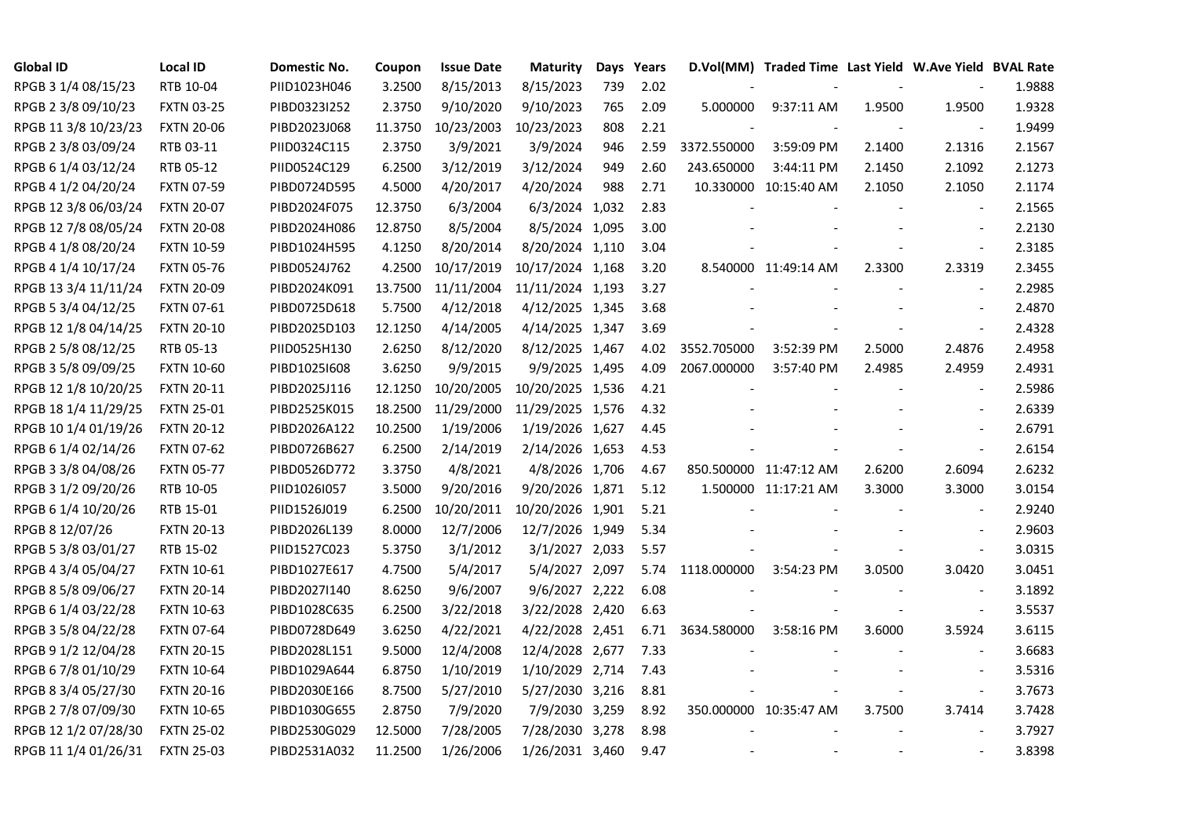| Global ID | Local ID | Domestic No. | Coupon | Issue Date | Maturity | Days | Years | D.Vol(MM) | Traded Time | Last Yield | W.Ave Yield | BVAL Rate |
|---|---|---|---|---|---|---|---|---|---|---|---|---|
| RPGB 3 1/4 08/15/23 | RTB 10-04 | PIID1023H046 | 3.2500 | 8/15/2013 | 8/15/2023 | 739 | 2.02 | - | - | - | - | 1.9888 |
| RPGB 2 3/8 09/10/23 | FXTN 03-25 | PIBD0323I252 | 2.3750 | 9/10/2020 | 9/10/2023 | 765 | 2.09 | 5.000000 | 9:37:11 AM | 1.9500 | 1.9500 | 1.9328 |
| RPGB 11 3/8 10/23/23 | FXTN 20-06 | PIBD2023J068 | 11.3750 | 10/23/2003 | 10/23/2023 | 808 | 2.21 | - | - | - | - | 1.9499 |
| RPGB 2 3/8 03/09/24 | RTB 03-11 | PIID0324C115 | 2.3750 | 3/9/2021 | 3/9/2024 | 946 | 2.59 | 3372.550000 | 3:59:09 PM | 2.1400 | 2.1316 | 2.1567 |
| RPGB 6 1/4 03/12/24 | RTB 05-12 | PIID0524C129 | 6.2500 | 3/12/2019 | 3/12/2024 | 949 | 2.60 | 243.650000 | 3:44:11 PM | 2.1450 | 2.1092 | 2.1273 |
| RPGB 4 1/2 04/20/24 | FXTN 07-59 | PIBD0724D595 | 4.5000 | 4/20/2017 | 4/20/2024 | 988 | 2.71 | 10.330000 | 10:15:40 AM | 2.1050 | 2.1050 | 2.1174 |
| RPGB 12 3/8 06/03/24 | FXTN 20-07 | PIBD2024F075 | 12.3750 | 6/3/2004 | 6/3/2024 | 1,032 | 2.83 | - | - | - | - | 2.1565 |
| RPGB 12 7/8 08/05/24 | FXTN 20-08 | PIBD2024H086 | 12.8750 | 8/5/2004 | 8/5/2024 | 1,095 | 3.00 | - | - | - | - | 2.2130 |
| RPGB 4 1/8 08/20/24 | FXTN 10-59 | PIBD1024H595 | 4.1250 | 8/20/2014 | 8/20/2024 | 1,110 | 3.04 | - | - | - | - | 2.3185 |
| RPGB 4 1/4 10/17/24 | FXTN 05-76 | PIBD0524J762 | 4.2500 | 10/17/2019 | 10/17/2024 | 1,168 | 3.20 | 8.540000 | 11:49:14 AM | 2.3300 | 2.3319 | 2.3455 |
| RPGB 13 3/4 11/11/24 | FXTN 20-09 | PIBD2024K091 | 13.7500 | 11/11/2004 | 11/11/2024 | 1,193 | 3.27 | - | - | - | - | 2.2985 |
| RPGB 5 3/4 04/12/25 | FXTN 07-61 | PIBD0725D618 | 5.7500 | 4/12/2018 | 4/12/2025 | 1,345 | 3.68 | - | - | - | - | 2.4870 |
| RPGB 12 1/8 04/14/25 | FXTN 20-10 | PIBD2025D103 | 12.1250 | 4/14/2005 | 4/14/2025 | 1,347 | 3.69 | - | - | - | - | 2.4328 |
| RPGB 2 5/8 08/12/25 | RTB 05-13 | PIID0525H130 | 2.6250 | 8/12/2020 | 8/12/2025 | 1,467 | 4.02 | 3552.705000 | 3:52:39 PM | 2.5000 | 2.4876 | 2.4958 |
| RPGB 3 5/8 09/09/25 | FXTN 10-60 | PIBD1025I608 | 3.6250 | 9/9/2015 | 9/9/2025 | 1,495 | 4.09 | 2067.000000 | 3:57:40 PM | 2.4985 | 2.4959 | 2.4931 |
| RPGB 12 1/8 10/20/25 | FXTN 20-11 | PIBD2025J116 | 12.1250 | 10/20/2005 | 10/20/2025 | 1,536 | 4.21 | - | - | - | - | 2.5986 |
| RPGB 18 1/4 11/29/25 | FXTN 25-01 | PIBD2525K015 | 18.2500 | 11/29/2000 | 11/29/2025 | 1,576 | 4.32 | - | - | - | - | 2.6339 |
| RPGB 10 1/4 01/19/26 | FXTN 20-12 | PIBD2026A122 | 10.2500 | 1/19/2006 | 1/19/2026 | 1,627 | 4.45 | - | - | - | - | 2.6791 |
| RPGB 6 1/4 02/14/26 | FXTN 07-62 | PIBD0726B627 | 6.2500 | 2/14/2019 | 2/14/2026 | 1,653 | 4.53 | - | - | - | - | 2.6154 |
| RPGB 3 3/8 04/08/26 | FXTN 05-77 | PIBD0526D772 | 3.3750 | 4/8/2021 | 4/8/2026 | 1,706 | 4.67 | 850.500000 | 11:47:12 AM | 2.6200 | 2.6094 | 2.6232 |
| RPGB 3 1/2 09/20/26 | RTB 10-05 | PIID1026I057 | 3.5000 | 9/20/2016 | 9/20/2026 | 1,871 | 5.12 | 1.500000 | 11:17:21 AM | 3.3000 | 3.3000 | 3.0154 |
| RPGB 6 1/4 10/20/26 | RTB 15-01 | PIID1526J019 | 6.2500 | 10/20/2011 | 10/20/2026 | 1,901 | 5.21 | - | - | - | - | 2.9240 |
| RPGB 8 12/07/26 | FXTN 20-13 | PIBD2026L139 | 8.0000 | 12/7/2006 | 12/7/2026 | 1,949 | 5.34 | - | - | - | - | 2.9603 |
| RPGB 5 3/8 03/01/27 | RTB 15-02 | PIID1527C023 | 5.3750 | 3/1/2012 | 3/1/2027 | 2,033 | 5.57 | - | - | - | - | 3.0315 |
| RPGB 4 3/4 05/04/27 | FXTN 10-61 | PIBD1027E617 | 4.7500 | 5/4/2017 | 5/4/2027 | 2,097 | 5.74 | 1118.000000 | 3:54:23 PM | 3.0500 | 3.0420 | 3.0451 |
| RPGB 8 5/8 09/06/27 | FXTN 20-14 | PIBD2027I140 | 8.6250 | 9/6/2007 | 9/6/2027 | 2,222 | 6.08 | - | - | - | - | 3.1892 |
| RPGB 6 1/4 03/22/28 | FXTN 10-63 | PIBD1028C635 | 6.2500 | 3/22/2018 | 3/22/2028 | 2,420 | 6.63 | - | - | - | - | 3.5537 |
| RPGB 3 5/8 04/22/28 | FXTN 07-64 | PIBD0728D649 | 3.6250 | 4/22/2021 | 4/22/2028 | 2,451 | 6.71 | 3634.580000 | 3:58:16 PM | 3.6000 | 3.5924 | 3.6115 |
| RPGB 9 1/2 12/04/28 | FXTN 20-15 | PIBD2028L151 | 9.5000 | 12/4/2008 | 12/4/2028 | 2,677 | 7.33 | - | - | - | - | 3.6683 |
| RPGB 6 7/8 01/10/29 | FXTN 10-64 | PIBD1029A644 | 6.8750 | 1/10/2019 | 1/10/2029 | 2,714 | 7.43 | - | - | - | - | 3.5316 |
| RPGB 8 3/4 05/27/30 | FXTN 20-16 | PIBD2030E166 | 8.7500 | 5/27/2010 | 5/27/2030 | 3,216 | 8.81 | - | - | - | - | 3.7673 |
| RPGB 2 7/8 07/09/30 | FXTN 10-65 | PIBD1030G655 | 2.8750 | 7/9/2020 | 7/9/2030 | 3,259 | 8.92 | 350.000000 | 10:35:47 AM | 3.7500 | 3.7414 | 3.7428 |
| RPGB 12 1/2 07/28/30 | FXTN 25-02 | PIBD2530G029 | 12.5000 | 7/28/2005 | 7/28/2030 | 3,278 | 8.98 | - | - | - | - | 3.7927 |
| RPGB 11 1/4 01/26/31 | FXTN 25-03 | PIBD2531A032 | 11.2500 | 1/26/2006 | 1/26/2031 | 3,460 | 9.47 | - | - | - | - | 3.8398 |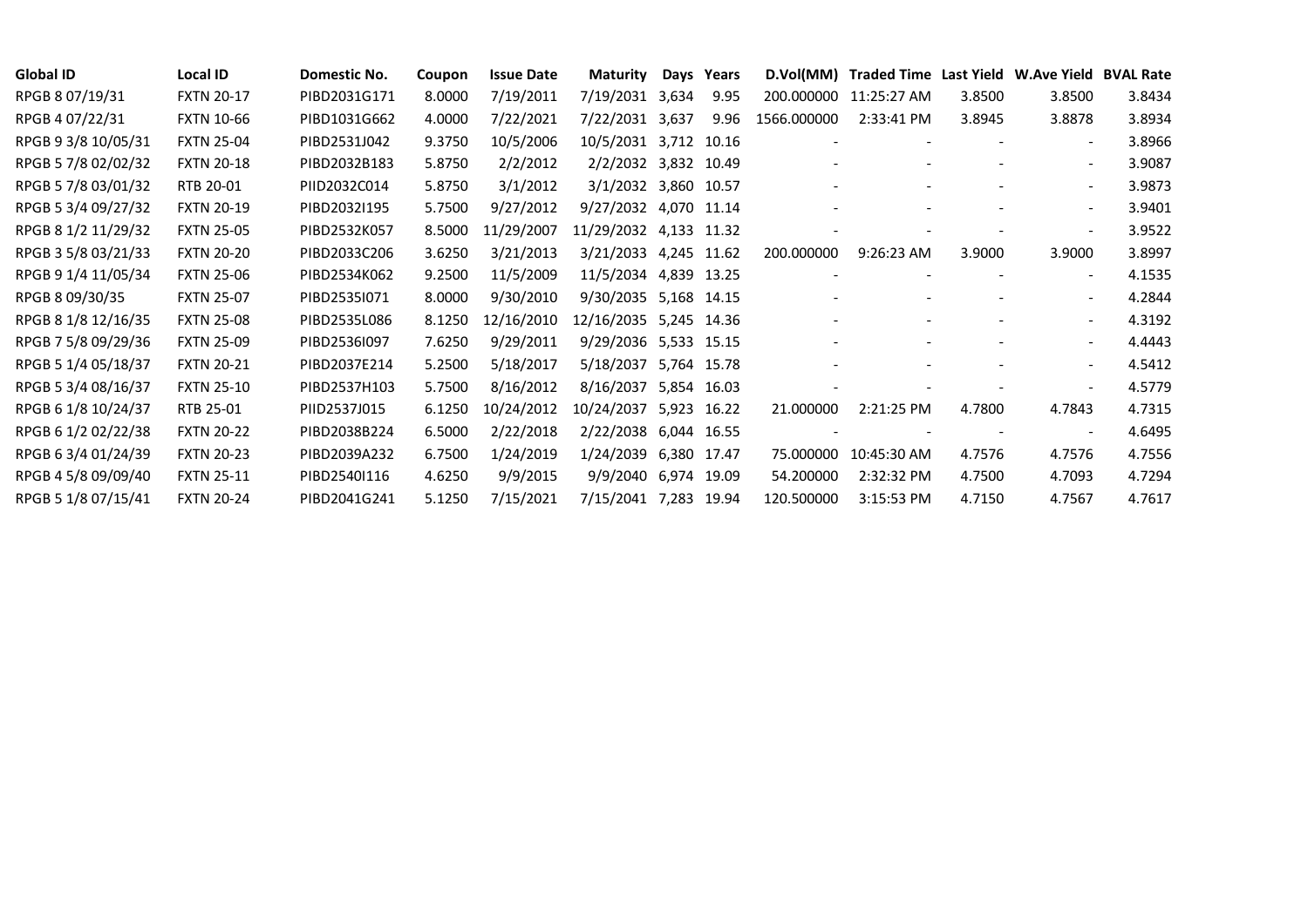| Global ID | Local ID | Domestic No. | Coupon | Issue Date | Maturity | Days | Years | D.Vol(MM) | Traded Time | Last Yield | W.Ave Yield | BVAL Rate |
|---|---|---|---|---|---|---|---|---|---|---|---|---|
| RPGB 8 07/19/31 | FXTN 20-17 | PIBD2031G171 | 8.0000 | 7/19/2011 | 7/19/2031 | 3,634 | 9.95 | 200.000000 | 11:25:27 AM | 3.8500 | 3.8500 | 3.8434 |
| RPGB 4 07/22/31 | FXTN 10-66 | PIBD1031G662 | 4.0000 | 7/22/2021 | 7/22/2031 | 3,637 | 9.96 | 1566.000000 | 2:33:41 PM | 3.8945 | 3.8878 | 3.8934 |
| RPGB 9 3/8 10/05/31 | FXTN 25-04 | PIBD2531J042 | 9.3750 | 10/5/2006 | 10/5/2031 | 3,712 | 10.16 | - | - | - | - | 3.8966 |
| RPGB 5 7/8 02/02/32 | FXTN 20-18 | PIBD2032B183 | 5.8750 | 2/2/2012 | 2/2/2032 | 3,832 | 10.49 | - | - | - | - | 3.9087 |
| RPGB 5 7/8 03/01/32 | RTB 20-01 | PIID2032C014 | 5.8750 | 3/1/2012 | 3/1/2032 | 3,860 | 10.57 | - | - | - | - | 3.9873 |
| RPGB 5 3/4 09/27/32 | FXTN 20-19 | PIBD2032I195 | 5.7500 | 9/27/2012 | 9/27/2032 | 4,070 | 11.14 | - | - | - | - | 3.9401 |
| RPGB 8 1/2 11/29/32 | FXTN 25-05 | PIBD2532K057 | 8.5000 | 11/29/2007 | 11/29/2032 | 4,133 | 11.32 | - | - | - | - | 3.9522 |
| RPGB 3 5/8 03/21/33 | FXTN 20-20 | PIBD2033C206 | 3.6250 | 3/21/2013 | 3/21/2033 | 4,245 | 11.62 | 200.000000 | 9:26:23 AM | 3.9000 | 3.9000 | 3.8997 |
| RPGB 9 1/4 11/05/34 | FXTN 25-06 | PIBD2534K062 | 9.2500 | 11/5/2009 | 11/5/2034 | 4,839 | 13.25 | - | - | - | - | 4.1535 |
| RPGB 8 09/30/35 | FXTN 25-07 | PIBD2535I071 | 8.0000 | 9/30/2010 | 9/30/2035 | 5,168 | 14.15 | - | - | - | - | 4.2844 |
| RPGB 8 1/8 12/16/35 | FXTN 25-08 | PIBD2535L086 | 8.1250 | 12/16/2010 | 12/16/2035 | 5,245 | 14.36 | - | - | - | - | 4.3192 |
| RPGB 7 5/8 09/29/36 | FXTN 25-09 | PIBD2536I097 | 7.6250 | 9/29/2011 | 9/29/2036 | 5,533 | 15.15 | - | - | - | - | 4.4443 |
| RPGB 5 1/4 05/18/37 | FXTN 20-21 | PIBD2037E214 | 5.2500 | 5/18/2017 | 5/18/2037 | 5,764 | 15.78 | - | - | - | - | 4.5412 |
| RPGB 5 3/4 08/16/37 | FXTN 25-10 | PIBD2537H103 | 5.7500 | 8/16/2012 | 8/16/2037 | 5,854 | 16.03 | - | - | - | - | 4.5779 |
| RPGB 6 1/8 10/24/37 | RTB 25-01 | PIID2537J015 | 6.1250 | 10/24/2012 | 10/24/2037 | 5,923 | 16.22 | 21.000000 | 2:21:25 PM | 4.7800 | 4.7843 | 4.7315 |
| RPGB 6 1/2 02/22/38 | FXTN 20-22 | PIBD2038B224 | 6.5000 | 2/22/2018 | 2/22/2038 | 6,044 | 16.55 | - | - | - | - | 4.6495 |
| RPGB 6 3/4 01/24/39 | FXTN 20-23 | PIBD2039A232 | 6.7500 | 1/24/2019 | 1/24/2039 | 6,380 | 17.47 | 75.000000 | 10:45:30 AM | 4.7576 | 4.7576 | 4.7556 |
| RPGB 4 5/8 09/09/40 | FXTN 25-11 | PIBD2540I116 | 4.6250 | 9/9/2015 | 9/9/2040 | 6,974 | 19.09 | 54.200000 | 2:32:32 PM | 4.7500 | 4.7093 | 4.7294 |
| RPGB 5 1/8 07/15/41 | FXTN 20-24 | PIBD2041G241 | 5.1250 | 7/15/2021 | 7/15/2041 | 7,283 | 19.94 | 120.500000 | 3:15:53 PM | 4.7150 | 4.7567 | 4.7617 |